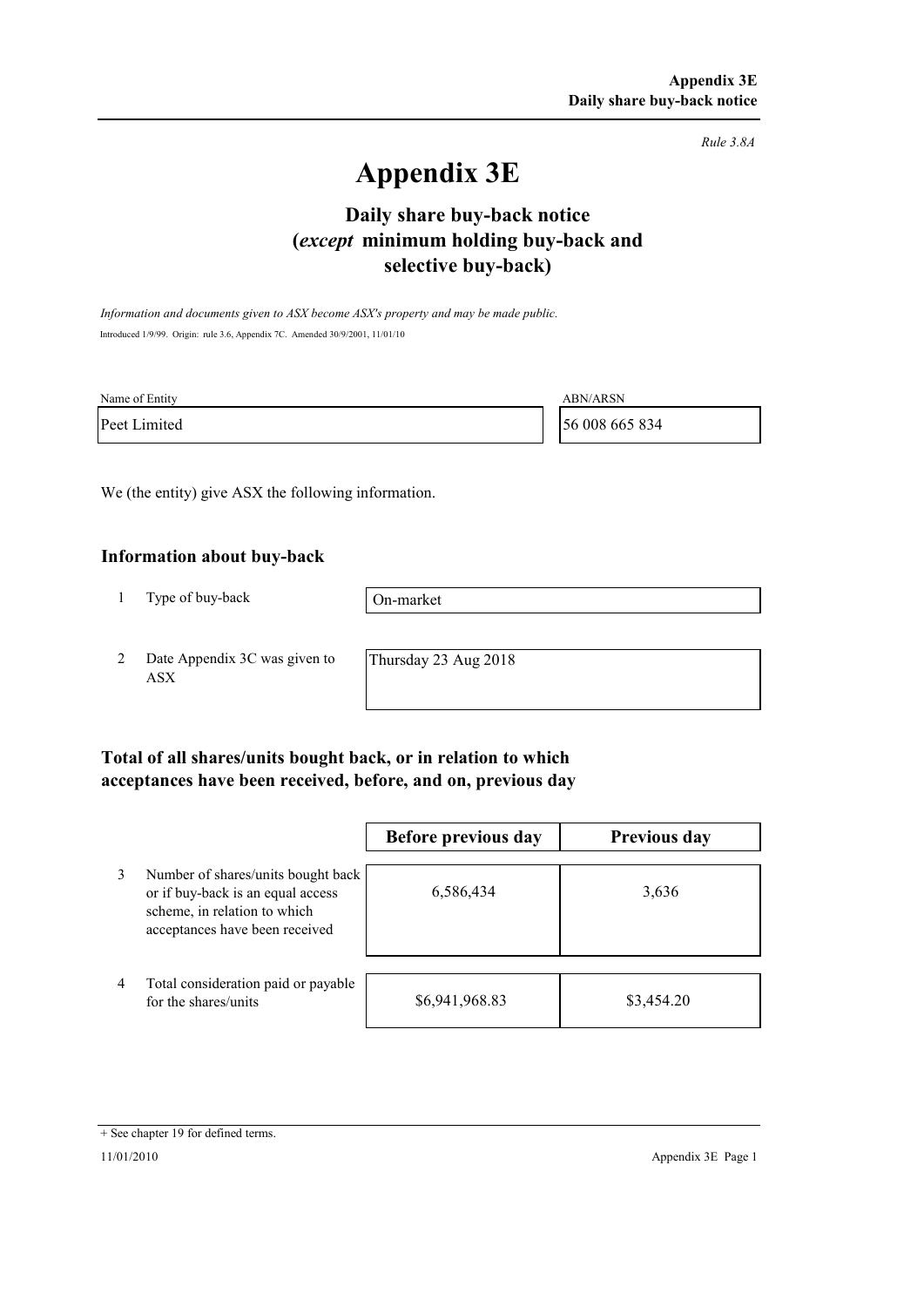Rule 3.8A

# Appendix 3E

## Daily share buy-back notice (*except* minimum holding buy-back and selective buy-back)

*Information and documents given to ASX become ASX's property and may be made public.*

Introduced 1/9/99. Origin: rule 3.6, Appendix 7C. Amended 30/9/2001, 11/01/10

| Name of Entity | ABN/ARSN |
|---|---|
| Peet Limited | 56 008 665 834 |

We (the entity) give ASX the following information.

### Information about buy-back

| | | |
|---|---|---|
| 1 | Type of buy-back | On-market |
| 2 | Date Appendix 3C was given to ASX | Thursday 23 Aug 2018 |

### Total of all shares/units bought back, or in relation to which acceptances have been received, before, and on, previous day

| | | Before previous day | Previous day |
|---|---|---|---|
| 3 | Number of shares/units bought back or if buy-back is an equal access scheme, in relation to which acceptances have been received | 6,586,434 | 3,636 |
| 4 | Total consideration paid or payable for the shares/units | $6,941,968.83 | $3,454.20 |

+ See chapter 19 for defined terms.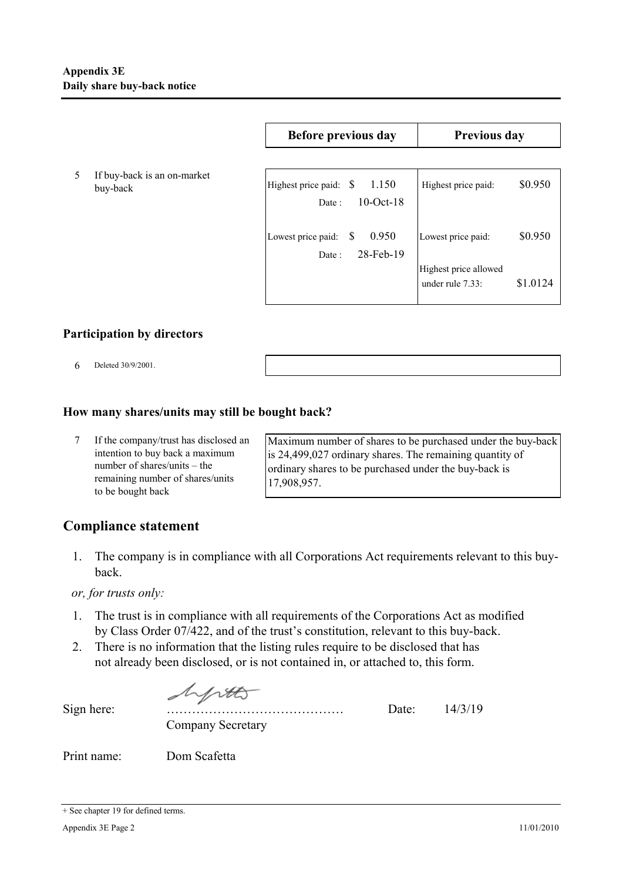**Appendix 3E**
**Daily share buy-back notice**

| | Before previous day | Previous day |
|---|---|---|
| 5 If buy-back is an on-market buy-back | Highest price paid: $ 1.150<br>Date : 10-Oct-18<br><br>Lowest price paid: $ 0.950<br>Date : 28-Feb-19 | Highest price paid: $0.950<br><br>Lowest price paid: $0.950<br><br>Highest price allowed under rule 7.33: $1.0124 |

## Participation by directors

| | |
|---|---|
| 6 Deleted 30/9/2001. | |

## How many shares/units may still be bought back?

| | |
|---|---|
| 7 If the company/trust has disclosed an intention to buy back a maximum number of shares/units – the remaining number of shares/units to be bought back | Maximum number of shares to be purchased under the buy-back is 24,499,027 ordinary shares. The remaining quantity of ordinary shares to be purchased under the buy-back is 17,908,957. |

## Compliance statement

1. The company is in compliance with all Corporations Act requirements relevant to this buy-back.

*or, for trusts only:*

1. The trust is in compliance with all requirements of the Corporations Act as modified by Class Order 07/422, and of the trust's constitution, relevant to this buy-back.
2. There is no information that the listing rules require to be disclosed that has not already been disclosed, or is not contained in, or attached to, this form.

Sign here: …………………………………… Date: 14/3/19
Company Secretary

Print name: Dom Scafetta

+ See chapter 19 for defined terms.